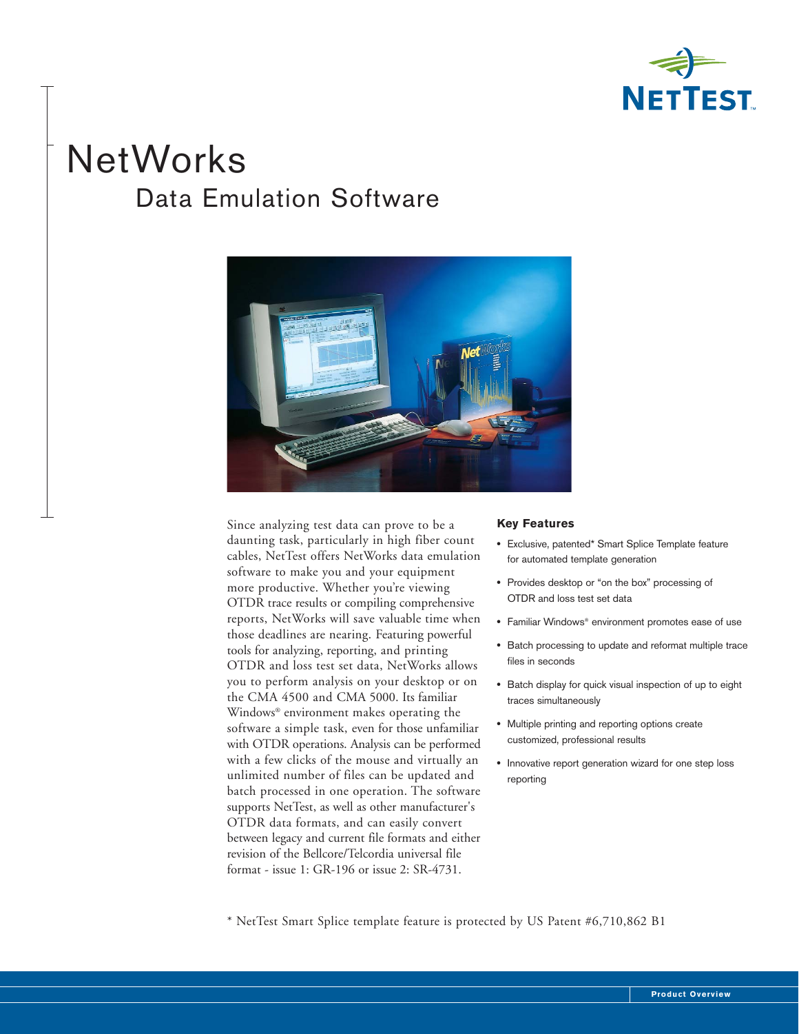# NetWorks

## Data Emulation Software

Since analyzing test data can prove to be a daunting task, particularly in high fiber count cables, NetTest offers NetWorks data emulation software to make you and your equipment more productive. Whether you're viewing OTDR trace results or compiling comprehensive reports, NetWorks will save valuable time when those deadlines are nearing. Featuring powerful tools for analyzing, reporting, and printing OTDR and loss test set data, NetWorks allows you to perform analysis on your desktop or on the CMA 4500 and CMA 5000. Its familiar Windows® environment makes operating the software a simple task, even for those unfamiliar with OTDR operations. Analysis can be performed with a few clicks of the mouse and virtually an unlimited number of files can be updated and batch processed in one operation. The software supports NetTest, as well as other manufacturer's OTDR data formats, and can easily convert between legacy and current file formats and either revision of the Bellcore/Telcordia universal file format - issue 1: GR-196 or issue 2: SR-4731.

### Key Features

- Exclusive, patented* Smart Splice Template feature for automated template generation
- Provides desktop or "on the box" processing of OTDR and loss test set data
- Familiar Windows® environment promotes ease of use
- Batch processing to update and reformat multiple trace files in seconds
- Batch display for quick visual inspection of up to eight traces simultaneously
- Multiple printing and reporting options create customized, professional results
- Innovative report generation wizard for one step loss reporting

* NetTest Smart Splice template feature is protected by US Patent #6,710,862 B1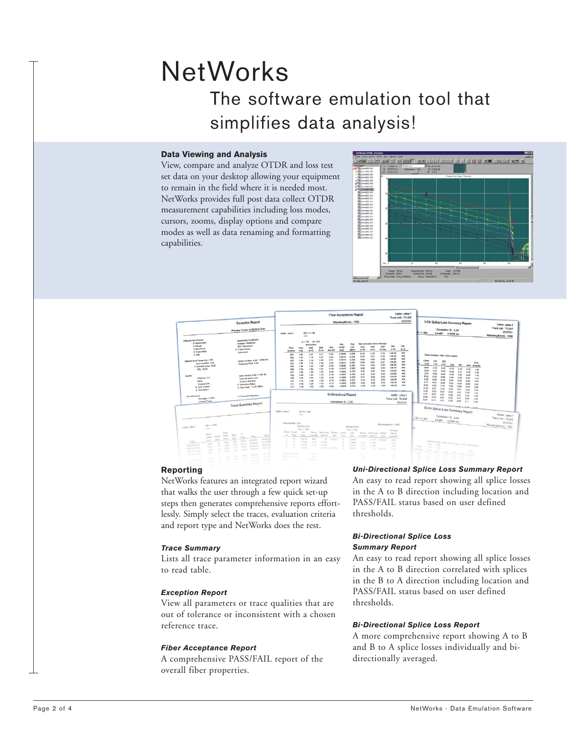# NetWorks

## The software emulation tool that simplifies data analysis!

### Data Viewing and Analysis

View, compare and analyze OTDR and loss test set data on your desktop allowing your equipment to remain in the field where it is needed most. NetWorks provides full post data collect OTDR measurement capabilities including loss modes, cursors, zooms, display options and compare modes as well as data renaming and formatting capabilities.

### Reporting

NetWorks features an integrated report wizard that walks the user through a few quick set-up steps then generates comprehensive reports effortlessly. Simply select the traces, evaluation criteria and report type and NetWorks does the rest.

#### *Trace Summary*

Lists all trace parameter information in an easy to read table.

#### *Exception Report*

View all parameters or trace qualities that are out of tolerance or inconsistent with a chosen reference trace.

#### *Fiber Acceptance Report*

A comprehensive PASS/FAIL report of the overall fiber properties.

#### *Uni-Directional Splice Loss Summary Report*

An easy to read report showing all splice losses in the A to B direction including location and PASS/FAIL status based on user defined thresholds.

#### *Bi-Directional Splice Loss Summary Report*

An easy to read report showing all splice losses in the A to B direction correlated with splices in the B to A direction including location and PASS/FAIL status based on user defined thresholds.

#### *Bi-Directional Splice Loss Report*

A more comprehensive report showing A to B and B to A splice losses individually and bi-directionally averaged.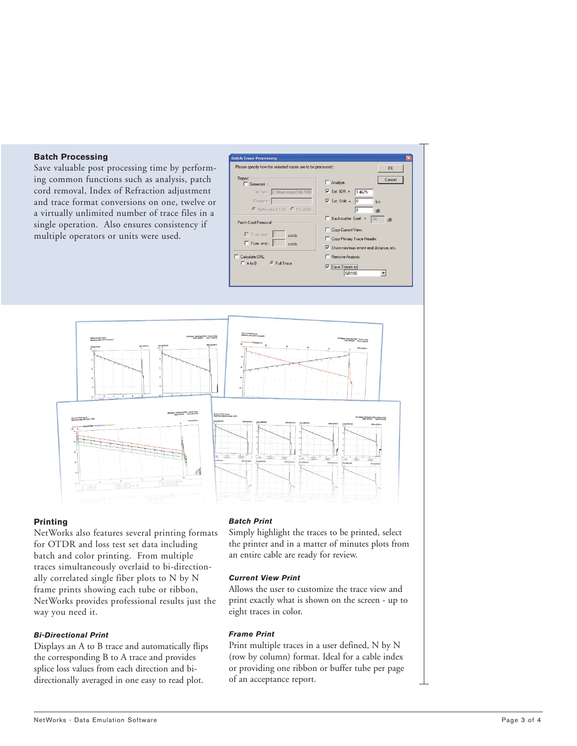## Batch Processing

Save valuable post processing time by performing common functions such as analysis, patch cord removal, Index of Refraction adjustment and trace format conversions on one, twelve or a virtually unlimited number of trace files in a single operation. Also ensures consistency if multiple operators or units were used.

## Printing

NetWorks also features several printing formats for OTDR and loss test set data including batch and color printing. From multiple traces simultaneously overlaid to bi-directionally correlated single fiber plots to N by N frame prints showing each tube or ribbon, NetWorks provides professional results just the way you need it.

### *Bi-Directional Print*

Displays an A to B trace and automatically flips the corresponding B to A trace and provides splice loss values from each direction and bi-directionally averaged in one easy to read plot.

### *Batch Print*

Simply highlight the traces to be printed, select the printer and in a matter of minutes plots from an entire cable are ready for review.

### *Current View Print*

Allows the user to customize the trace view and print exactly what is shown on the screen - up to eight traces in color.

### *Frame Print*

Print multiple traces in a user defined, N by N (row by column) format. Ideal for a cable index or providing one ribbon or buffer tube per page of an acceptance report.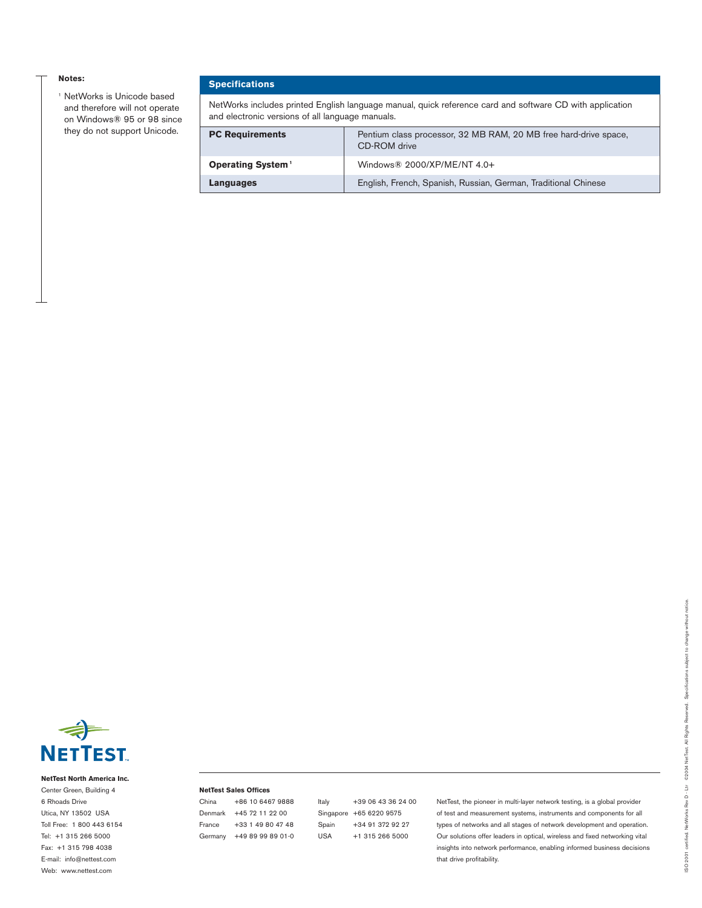**Notes:**

[1] NetWorks is Unicode based and therefore will not operate on Windows® 95 or 98 since they do not support Unicode.

## Specifications

NetWorks includes printed English language manual, quick reference card and software CD with application and electronic versions of all language manuals.

| | |
|---|---|
| **PC Requirements** | Pentium class processor, 32 MB RAM, 20 MB free hard-drive space, CD-ROM drive |
| **Operating System**[1] | Windows® 2000/XP/ME/NT 4.0+ |
| **Languages** | English, French, Spanish, Russian, German, Traditional Chinese |

NETTEST

**NetTest North America Inc.**
Center Green, Building 4
6 Rhoads Drive
Utica, NY 13502 USA
Toll Free: 1 800 443 6154
Tel: +1 315 266 5000
Fax: +1 315 798 4038
E-mail: info@nettest.com
Web: www.nettest.com

**NetTest Sales Offices**

| | | | |
|---|---|---|---|
| China | +86 10 6467 9888 | Italy | +39 06 43 36 24 00 |
| Denmark | +45 72 11 22 00 | Singapore | +65 6220 9575 |
| France | +33 1 49 80 47 48 | Spain | +34 91 372 92 27 |
| Germany | +49 89 99 89 01-0 | USA | +1 315 266 5000 |

NetTest, the pioneer in multi-layer network testing, is a global provider of test and measurement systems, instruments and components for all types of networks and all stages of network development and operation. Our solutions offer leaders in optical, wireless and fixed networking vital insights into network performance, enabling informed business decisions that drive profitability.

ISO 2001 certified. NetWorks Rev D - Ltr ©2004 NetTest. All Rights Reserved. Specifications subject to change without notice.